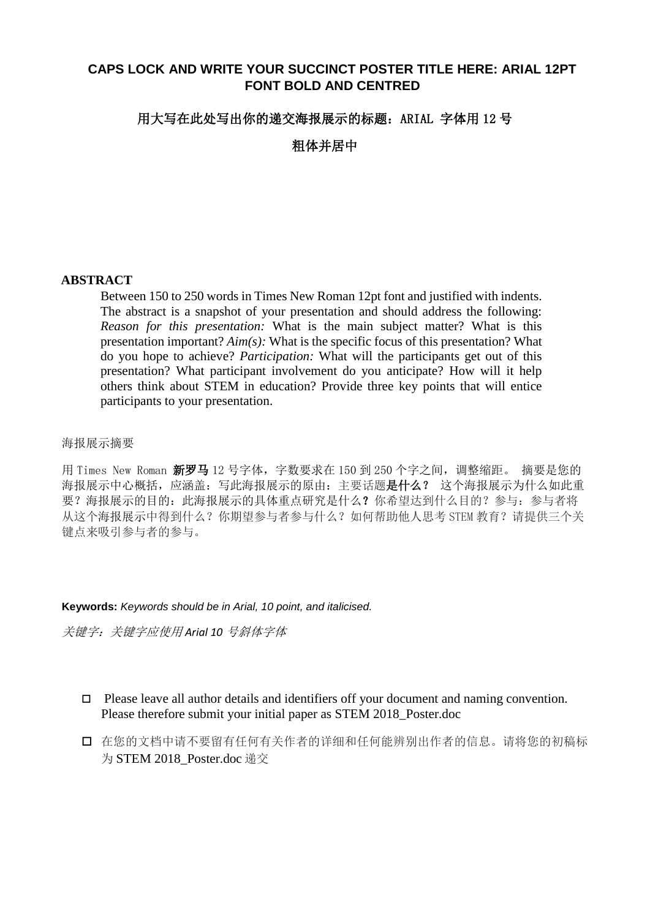**CAPS LOCK AND WRITE YOUR SUCCINCT POSTER TITLE HERE: ARIAL 12PT FONT BOLD AND CENTRED**

**用大写在此处写出你的递交海报展示的标题：ARIAL 字体用 12 号**

**粗体并居中**

## ABSTRACT

Between 150 to 250 words in Times New Roman 12pt font and justified with indents. The abstract is a snapshot of your presentation and should address the following: *Reason for this presentation:* What is the main subject matter? What is this presentation important? *Aim(s):* What is the specific focus of this presentation? What do you hope to achieve? *Participation:* What will the participants get out of this presentation? What participant involvement do you anticipate? How will it help others think about STEM in education? Provide three key points that will entice participants to your presentation.

海报展示摘要

用 Times New Roman **新罗马** 12 号字体，字数要求在 150 到 250 个字之间，调整缩距。 摘要是您的海报展示中心概括，应涵盖：写此海报展示的原由：主要话题**是什么？** 这个海报展示为什么如此重要？海报展示的目的：此海报展示的具体重点研究是什么**？**你希望达到什么目的？参与：参与者将从这个海报展示中得到什么？你期望参与者参与什么？如何帮助他人思考 STEM 教育？请提供三个关键点来吸引参与者的参与。

**Keywords:** *Keywords should be in Arial, 10 point, and italicised.*

*关键字：关键字应使用 Arial 10 号斜体字体*

- ☐ Please leave all author details and identifiers off your document and naming convention. Please therefore submit your initial paper as STEM 2018_Poster.doc
- ☐ 在您的文档中请不要留有任何有关作者的详细和任何能辨别出作者的信息。请将您的初稿标为 STEM 2018_Poster.doc 递交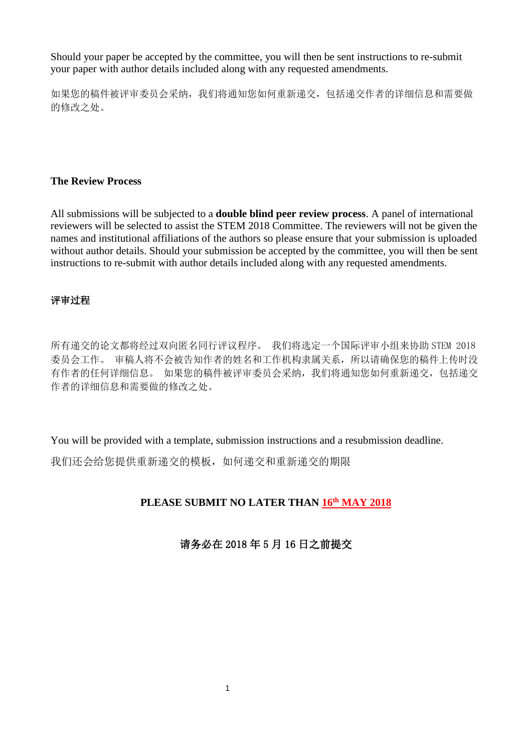Should your paper be accepted by the committee, you will then be sent instructions to re-submit your paper with author details included along with any requested amendments.

如果您的稿件被评审委员会采纳，我们将通知您如何重新递交，包括递交作者的详细信息和需要做的修改之处。

## The Review Process

All submissions will be subjected to a **double blind peer review process**. A panel of international reviewers will be selected to assist the STEM 2018 Committee. The reviewers will not be given the names and institutional affiliations of the authors so please ensure that your submission is uploaded without author details. Should your submission be accepted by the committee, you will then be sent instructions to re-submit with author details included along with any requested amendments.

## 评审过程

所有递交的论文都将经过双向匿名同行评议程序。 我们将选定一个国际评审小组来协助 STEM 2018 委员会工作。 审稿人将不会被告知作者的姓名和工作机构隶属关系，所以请确保您的稿件上传时没有作者的任何详细信息。 如果您的稿件被评审委员会采纳，我们将通知您如何重新递交，包括递交作者的详细信息和需要做的修改之处。

You will be provided with a template, submission instructions and a resubmission deadline.

我们还会给您提供重新递交的模板，如何递交和重新递交的期限

**PLEASE SUBMIT NO LATER THAN 16th MAY 2018**

**请务必在 2018 年 5 月 16 日之前提交**